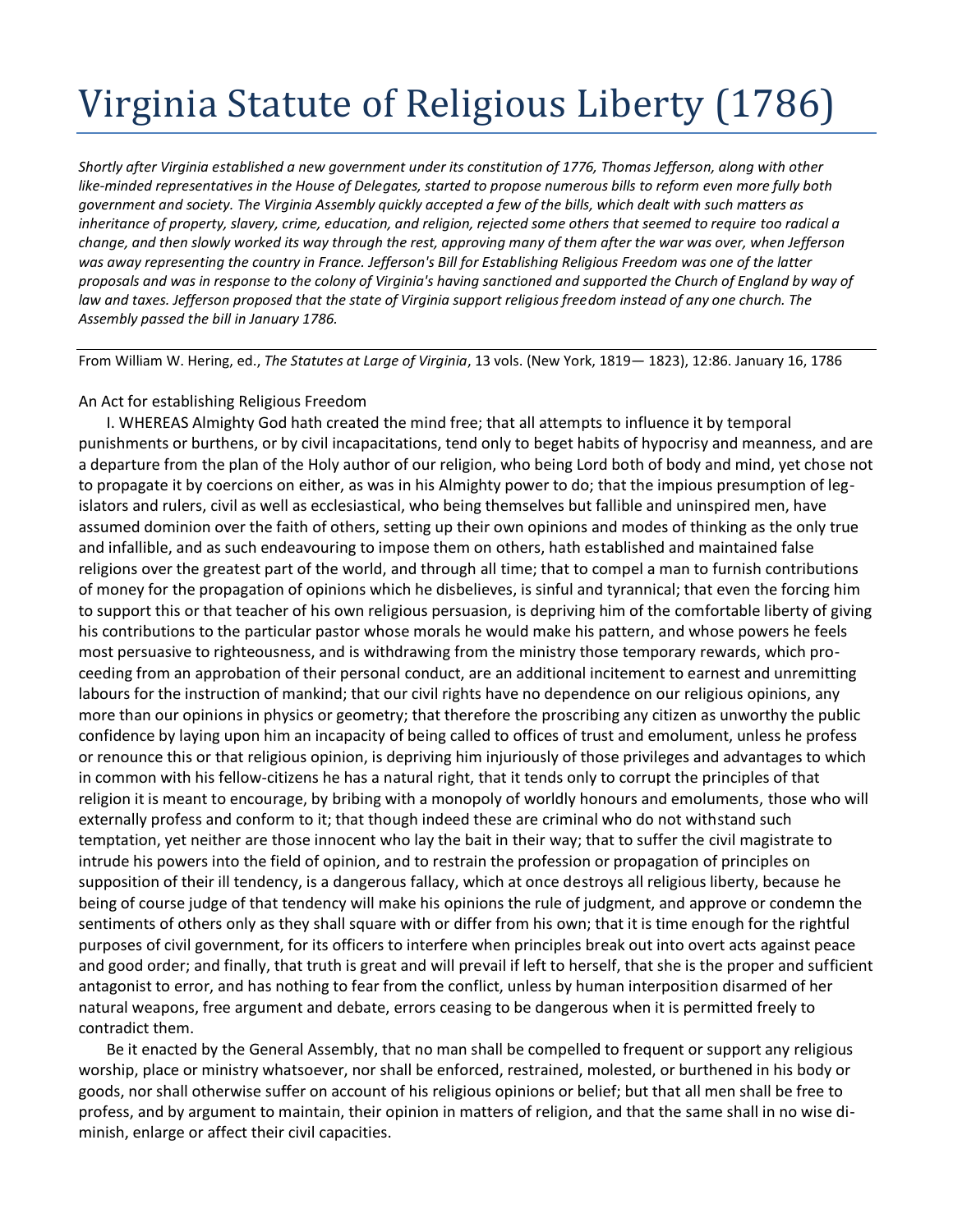# Virginia Statute of Religious Liberty (1786)

*Shortly after Virginia established a new government under its constitution of 1776, Thomas Jefferson, along with other like-minded representatives in the House of Delegates, started to propose numerous bills to reform even more fully both government and society. The Virginia Assembly quickly accepted a few of the bills, which dealt with such matters as inheritance of property, slavery, crime, education, and religion, rejected some others that seemed to require too radical a change, and then slowly worked its way through the rest, approving many of them after the war was over, when Jefferson was away representing the country in France. Jefferson's Bill for Establishing Religious Freedom was one of the latter proposals and was in response to the colony of Virginia's having sanctioned and supported the Church of England by way of law and taxes. Jefferson proposed that the state of Virginia support religious freedom instead of any one church. The Assembly passed the bill in January 1786.*

---

From William W. Hering, ed., *The Statutes at Large of Virginia*, 13 vols. (New York, 1819— 1823), 12:86. January 16, 1786

An Act for establishing Religious Freedom

I. WHEREAS Almighty God hath created the mind free; that all attempts to influence it by temporal punishments or burthens, or by civil incapacitations, tend only to beget habits of hypocrisy and meanness, and are a departure from the plan of the Holy author of our religion, who being Lord both of body and mind, yet chose not to propagate it by coercions on either, as was in his Almighty power to do; that the impious presumption of legislators and rulers, civil as well as ecclesiastical, who being themselves but fallible and uninspired men, have assumed dominion over the faith of others, setting up their own opinions and modes of thinking as the only true and infallible, and as such endeavouring to impose them on others, hath established and maintained false religions over the greatest part of the world, and through all time; that to compel a man to furnish contributions of money for the propagation of opinions which he disbelieves, is sinful and tyrannical; that even the forcing him to support this or that teacher of his own religious persuasion, is depriving him of the comfortable liberty of giving his contributions to the particular pastor whose morals he would make his pattern, and whose powers he feels most persuasive to righteousness, and is withdrawing from the ministry those temporary rewards, which proceeding from an approbation of their personal conduct, are an additional incitement to earnest and unremitting labours for the instruction of mankind; that our civil rights have no dependence on our religious opinions, any more than our opinions in physics or geometry; that therefore the proscribing any citizen as unworthy the public confidence by laying upon him an incapacity of being called to offices of trust and emolument, unless he profess or renounce this or that religious opinion, is depriving him injuriously of those privileges and advantages to which in common with his fellow-citizens he has a natural right, that it tends only to corrupt the principles of that religion it is meant to encourage, by bribing with a monopoly of worldly honours and emoluments, those who will externally profess and conform to it; that though indeed these are criminal who do not withstand such temptation, yet neither are those innocent who lay the bait in their way; that to suffer the civil magistrate to intrude his powers into the field of opinion, and to restrain the profession or propagation of principles on supposition of their ill tendency, is a dangerous fallacy, which at once destroys all religious liberty, because he being of course judge of that tendency will make his opinions the rule of judgment, and approve or condemn the sentiments of others only as they shall square with or differ from his own; that it is time enough for the rightful purposes of civil government, for its officers to interfere when principles break out into overt acts against peace and good order; and finally, that truth is great and will prevail if left to herself, that she is the proper and sufficient antagonist to error, and has nothing to fear from the conflict, unless by human interposition disarmed of her natural weapons, free argument and debate, errors ceasing to be dangerous when it is permitted freely to contradict them.

Be it enacted by the General Assembly, that no man shall be compelled to frequent or support any religious worship, place or ministry whatsoever, nor shall be enforced, restrained, molested, or burthened in his body or goods, nor shall otherwise suffer on account of his religious opinions or belief; but that all men shall be free to profess, and by argument to maintain, their opinion in matters of religion, and that the same shall in no wise diminish, enlarge or affect their civil capacities.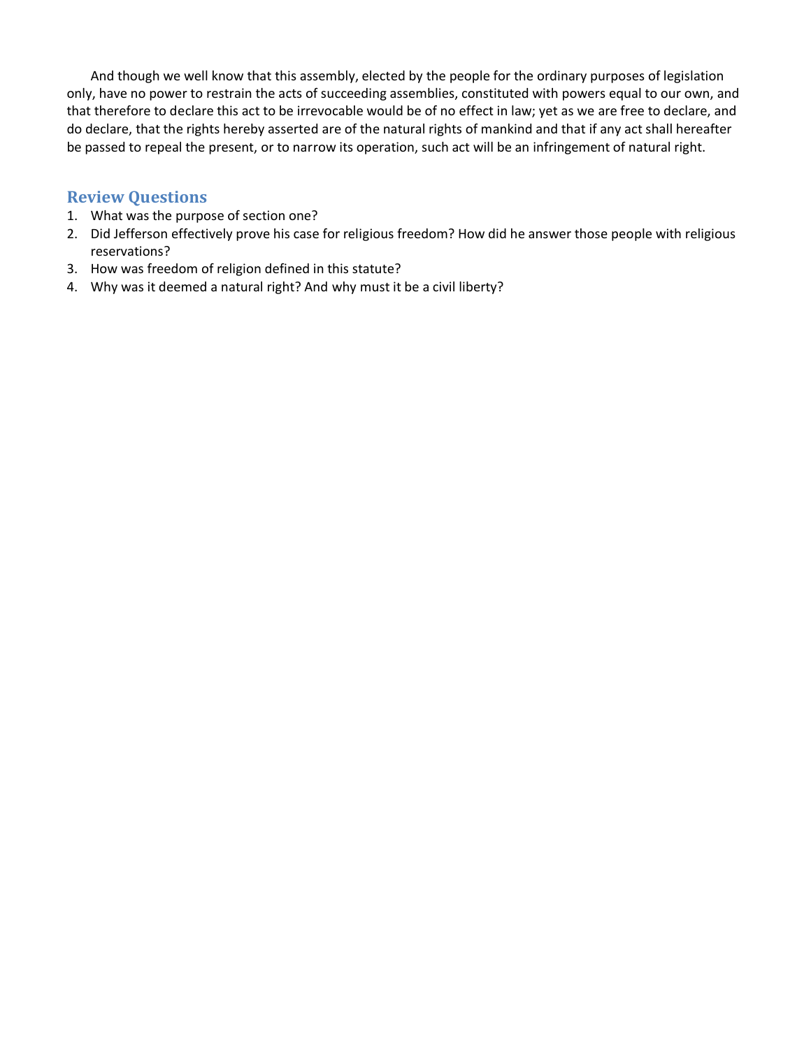And though we well know that this assembly, elected by the people for the ordinary purposes of legislation only, have no power to restrain the acts of succeeding assemblies, constituted with powers equal to our own, and that therefore to declare this act to be irrevocable would be of no effect in law; yet as we are free to declare, and do declare, that the rights hereby asserted are of the natural rights of mankind and that if any act shall hereafter be passed to repeal the present, or to narrow its operation, such act will be an infringement of natural right.

## Review Questions

1. What was the purpose of section one?
2. Did Jefferson effectively prove his case for religious freedom? How did he answer those people with religious reservations?
3. How was freedom of religion defined in this statute?
4. Why was it deemed a natural right? And why must it be a civil liberty?